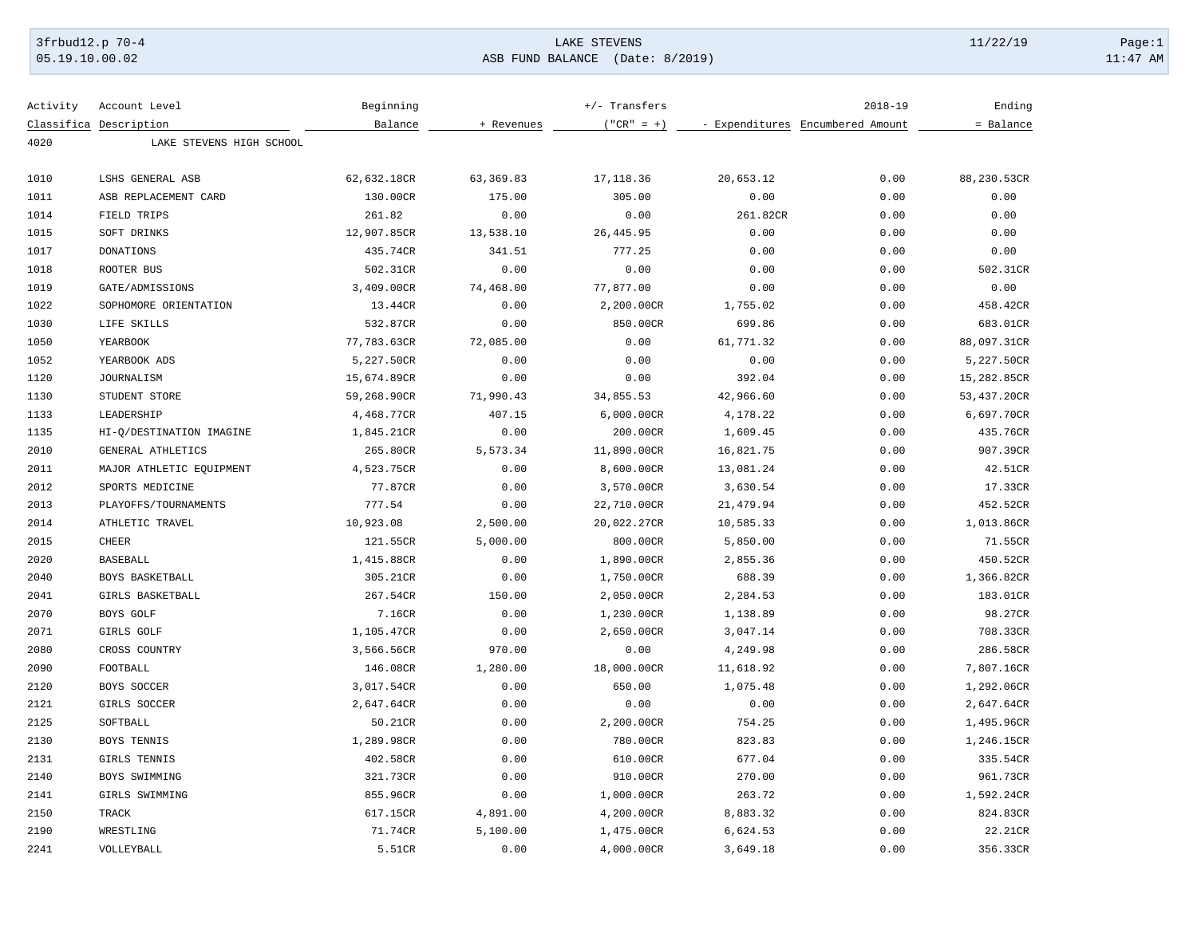LAKE STEVENS

ASB FUND BALANCE (Date: 8/2019)

| Activity Classifica | Account Level Description | Beginning Balance | + Revenues | +/- Transfers ("CR" = +) | - Expenditures | 2018-19 Encumbered Amount | Ending = Balance |
|---|---|---|---|---|---|---|---|
| 4020 | LAKE STEVENS HIGH SCHOOL | | | | | | |
| 1010 | LSHS GENERAL ASB | 62,632.18CR | 63,369.83 | 17,118.36 | 20,653.12 | 0.00 | 88,230.53CR |
| 1011 | ASB REPLACEMENT CARD | 130.00CR | 175.00 | 305.00 | 0.00 | 0.00 | 0.00 |
| 1014 | FIELD TRIPS | 261.82 | 0.00 | 0.00 | 261.82CR | 0.00 | 0.00 |
| 1015 | SOFT DRINKS | 12,907.85CR | 13,538.10 | 26,445.95 | 0.00 | 0.00 | 0.00 |
| 1017 | DONATIONS | 435.74CR | 341.51 | 777.25 | 0.00 | 0.00 | 0.00 |
| 1018 | ROOTER BUS | 502.31CR | 0.00 | 0.00 | 0.00 | 0.00 | 502.31CR |
| 1019 | GATE/ADMISSIONS | 3,409.00CR | 74,468.00 | 77,877.00 | 0.00 | 0.00 | 0.00 |
| 1022 | SOPHOMORE ORIENTATION | 13.44CR | 0.00 | 2,200.00CR | 1,755.02 | 0.00 | 458.42CR |
| 1030 | LIFE SKILLS | 532.87CR | 0.00 | 850.00CR | 699.86 | 0.00 | 683.01CR |
| 1050 | YEARBOOK | 77,783.63CR | 72,085.00 | 0.00 | 61,771.32 | 0.00 | 88,097.31CR |
| 1052 | YEARBOOK ADS | 5,227.50CR | 0.00 | 0.00 | 0.00 | 0.00 | 5,227.50CR |
| 1120 | JOURNALISM | 15,674.89CR | 0.00 | 0.00 | 392.04 | 0.00 | 15,282.85CR |
| 1130 | STUDENT STORE | 59,268.90CR | 71,990.43 | 34,855.53 | 42,966.60 | 0.00 | 53,437.20CR |
| 1133 | LEADERSHIP | 4,468.77CR | 407.15 | 6,000.00CR | 4,178.22 | 0.00 | 6,697.70CR |
| 1135 | HI-Q/DESTINATION IMAGINE | 1,845.21CR | 0.00 | 200.00CR | 1,609.45 | 0.00 | 435.76CR |
| 2010 | GENERAL ATHLETICS | 265.80CR | 5,573.34 | 11,890.00CR | 16,821.75 | 0.00 | 907.39CR |
| 2011 | MAJOR ATHLETIC EQUIPMENT | 4,523.75CR | 0.00 | 8,600.00CR | 13,081.24 | 0.00 | 42.51CR |
| 2012 | SPORTS MEDICINE | 77.87CR | 0.00 | 3,570.00CR | 3,630.54 | 0.00 | 17.33CR |
| 2013 | PLAYOFFS/TOURNAMENTS | 777.54 | 0.00 | 22,710.00CR | 21,479.94 | 0.00 | 452.52CR |
| 2014 | ATHLETIC TRAVEL | 10,923.08 | 2,500.00 | 20,022.27CR | 10,585.33 | 0.00 | 1,013.86CR |
| 2015 | CHEER | 121.55CR | 5,000.00 | 800.00CR | 5,850.00 | 0.00 | 71.55CR |
| 2020 | BASEBALL | 1,415.88CR | 0.00 | 1,890.00CR | 2,855.36 | 0.00 | 450.52CR |
| 2040 | BOYS BASKETBALL | 305.21CR | 0.00 | 1,750.00CR | 688.39 | 0.00 | 1,366.82CR |
| 2041 | GIRLS BASKETBALL | 267.54CR | 150.00 | 2,050.00CR | 2,284.53 | 0.00 | 183.01CR |
| 2070 | BOYS GOLF | 7.16CR | 0.00 | 1,230.00CR | 1,138.89 | 0.00 | 98.27CR |
| 2071 | GIRLS GOLF | 1,105.47CR | 0.00 | 2,650.00CR | 3,047.14 | 0.00 | 708.33CR |
| 2080 | CROSS COUNTRY | 3,566.56CR | 970.00 | 0.00 | 4,249.98 | 0.00 | 286.58CR |
| 2090 | FOOTBALL | 146.08CR | 1,280.00 | 18,000.00CR | 11,618.92 | 0.00 | 7,807.16CR |
| 2120 | BOYS SOCCER | 3,017.54CR | 0.00 | 650.00 | 1,075.48 | 0.00 | 1,292.06CR |
| 2121 | GIRLS SOCCER | 2,647.64CR | 0.00 | 0.00 | 0.00 | 0.00 | 2,647.64CR |
| 2125 | SOFTBALL | 50.21CR | 0.00 | 2,200.00CR | 754.25 | 0.00 | 1,495.96CR |
| 2130 | BOYS TENNIS | 1,289.98CR | 0.00 | 780.00CR | 823.83 | 0.00 | 1,246.15CR |
| 2131 | GIRLS TENNIS | 402.58CR | 0.00 | 610.00CR | 677.04 | 0.00 | 335.54CR |
| 2140 | BOYS SWIMMING | 321.73CR | 0.00 | 910.00CR | 270.00 | 0.00 | 961.73CR |
| 2141 | GIRLS SWIMMING | 855.96CR | 0.00 | 1,000.00CR | 263.72 | 0.00 | 1,592.24CR |
| 2150 | TRACK | 617.15CR | 4,891.00 | 4,200.00CR | 8,883.32 | 0.00 | 824.83CR |
| 2190 | WRESTLING | 71.74CR | 5,100.00 | 1,475.00CR | 6,624.53 | 0.00 | 22.21CR |
| 2241 | VOLLEYBALL | 5.51CR | 0.00 | 4,000.00CR | 3,649.18 | 0.00 | 356.33CR |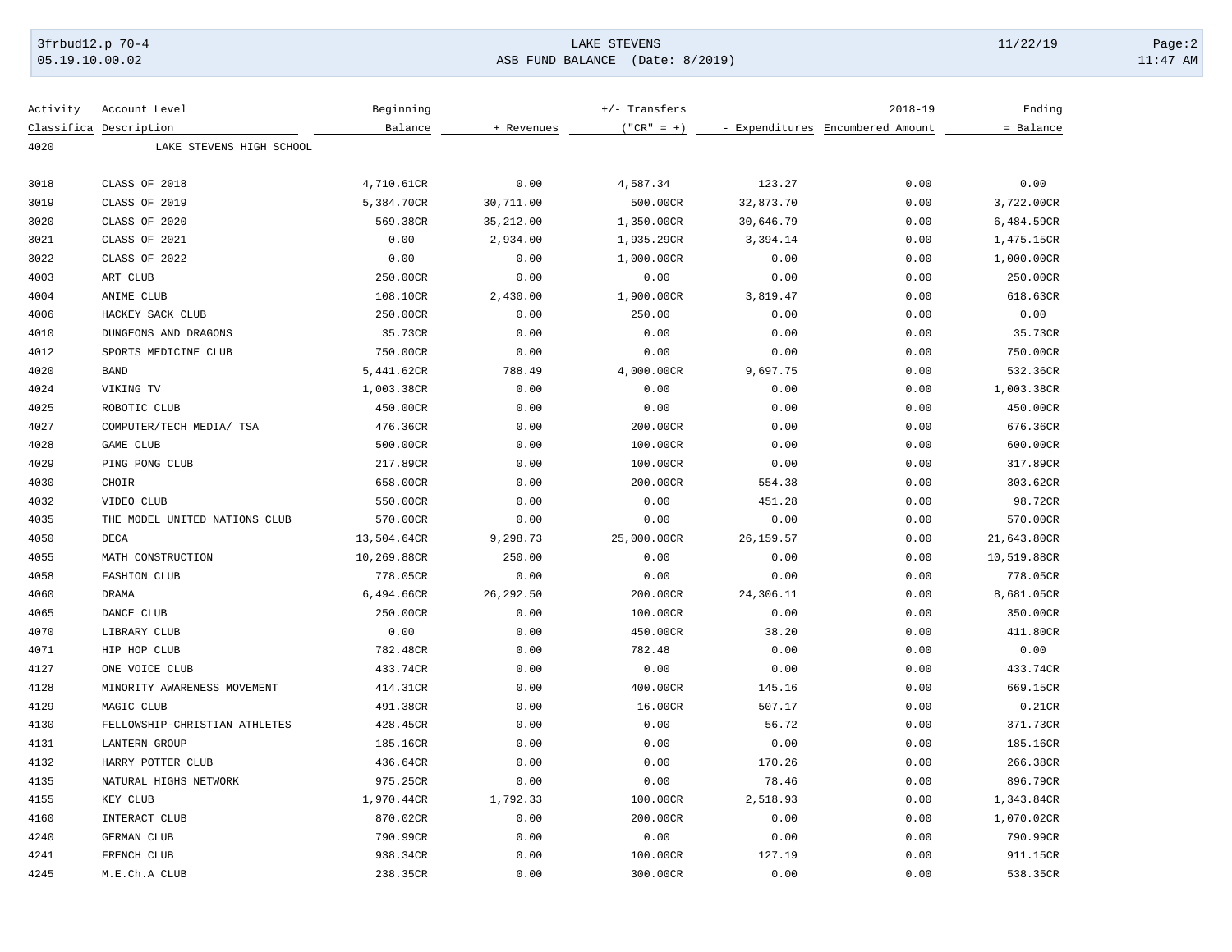| Activity Classifica | Account Level Description | Beginning Balance | + Revenues | +/- Transfers ("CR" = +) | - Expenditures | 2018-19 Encumbered Amount | Ending = Balance |
|---|---|---|---|---|---|---|---|
| 4020 | LAKE STEVENS HIGH SCHOOL | | | | | | |
| 3018 | CLASS OF 2018 | 4,710.61CR | 0.00 | 4,587.34 | 123.27 | 0.00 | 0.00 |
| 3019 | CLASS OF 2019 | 5,384.70CR | 30,711.00 | 500.00CR | 32,873.70 | 0.00 | 3,722.00CR |
| 3020 | CLASS OF 2020 | 569.38CR | 35,212.00 | 1,350.00CR | 30,646.79 | 0.00 | 6,484.59CR |
| 3021 | CLASS OF 2021 | 0.00 | 2,934.00 | 1,935.29CR | 3,394.14 | 0.00 | 1,475.15CR |
| 3022 | CLASS OF 2022 | 0.00 | 0.00 | 1,000.00CR | 0.00 | 0.00 | 1,000.00CR |
| 4003 | ART CLUB | 250.00CR | 0.00 | 0.00 | 0.00 | 0.00 | 250.00CR |
| 4004 | ANIME CLUB | 108.10CR | 2,430.00 | 1,900.00CR | 3,819.47 | 0.00 | 618.63CR |
| 4006 | HACKEY SACK CLUB | 250.00CR | 0.00 | 250.00 | 0.00 | 0.00 | 0.00 |
| 4010 | DUNGEONS AND DRAGONS | 35.73CR | 0.00 | 0.00 | 0.00 | 0.00 | 35.73CR |
| 4012 | SPORTS MEDICINE CLUB | 750.00CR | 0.00 | 0.00 | 0.00 | 0.00 | 750.00CR |
| 4020 | BAND | 5,441.62CR | 788.49 | 4,000.00CR | 9,697.75 | 0.00 | 532.36CR |
| 4024 | VIKING TV | 1,003.38CR | 0.00 | 0.00 | 0.00 | 0.00 | 1,003.38CR |
| 4025 | ROBOTIC CLUB | 450.00CR | 0.00 | 0.00 | 0.00 | 0.00 | 450.00CR |
| 4027 | COMPUTER/TECH MEDIA/ TSA | 476.36CR | 0.00 | 200.00CR | 0.00 | 0.00 | 676.36CR |
| 4028 | GAME CLUB | 500.00CR | 0.00 | 100.00CR | 0.00 | 0.00 | 600.00CR |
| 4029 | PING PONG CLUB | 217.89CR | 0.00 | 100.00CR | 0.00 | 0.00 | 317.89CR |
| 4030 | CHOIR | 658.00CR | 0.00 | 200.00CR | 554.38 | 0.00 | 303.62CR |
| 4032 | VIDEO CLUB | 550.00CR | 0.00 | 0.00 | 451.28 | 0.00 | 98.72CR |
| 4035 | THE MODEL UNITED NATIONS CLUB | 570.00CR | 0.00 | 0.00 | 0.00 | 0.00 | 570.00CR |
| 4050 | DECA | 13,504.64CR | 9,298.73 | 25,000.00CR | 26,159.57 | 0.00 | 21,643.80CR |
| 4055 | MATH CONSTRUCTION | 10,269.88CR | 250.00 | 0.00 | 0.00 | 0.00 | 10,519.88CR |
| 4058 | FASHION CLUB | 778.05CR | 0.00 | 0.00 | 0.00 | 0.00 | 778.05CR |
| 4060 | DRAMA | 6,494.66CR | 26,292.50 | 200.00CR | 24,306.11 | 0.00 | 8,681.05CR |
| 4065 | DANCE CLUB | 250.00CR | 0.00 | 100.00CR | 0.00 | 0.00 | 350.00CR |
| 4070 | LIBRARY CLUB | 0.00 | 0.00 | 450.00CR | 38.20 | 0.00 | 411.80CR |
| 4071 | HIP HOP CLUB | 782.48CR | 0.00 | 782.48 | 0.00 | 0.00 | 0.00 |
| 4127 | ONE VOICE CLUB | 433.74CR | 0.00 | 0.00 | 0.00 | 0.00 | 433.74CR |
| 4128 | MINORITY AWARENESS MOVEMENT | 414.31CR | 0.00 | 400.00CR | 145.16 | 0.00 | 669.15CR |
| 4129 | MAGIC CLUB | 491.38CR | 0.00 | 16.00CR | 507.17 | 0.00 | 0.21CR |
| 4130 | FELLOWSHIP-CHRISTIAN ATHLETES | 428.45CR | 0.00 | 0.00 | 56.72 | 0.00 | 371.73CR |
| 4131 | LANTERN GROUP | 185.16CR | 0.00 | 0.00 | 0.00 | 0.00 | 185.16CR |
| 4132 | HARRY POTTER CLUB | 436.64CR | 0.00 | 0.00 | 170.26 | 0.00 | 266.38CR |
| 4135 | NATURAL HIGHS NETWORK | 975.25CR | 0.00 | 0.00 | 78.46 | 0.00 | 896.79CR |
| 4155 | KEY CLUB | 1,970.44CR | 1,792.33 | 100.00CR | 2,518.93 | 0.00 | 1,343.84CR |
| 4160 | INTERACT CLUB | 870.02CR | 0.00 | 200.00CR | 0.00 | 0.00 | 1,070.02CR |
| 4240 | GERMAN CLUB | 790.99CR | 0.00 | 0.00 | 0.00 | 0.00 | 790.99CR |
| 4241 | FRENCH CLUB | 938.34CR | 0.00 | 100.00CR | 127.19 | 0.00 | 911.15CR |
| 4245 | M.E.Ch.A CLUB | 238.35CR | 0.00 | 300.00CR | 0.00 | 0.00 | 538.35CR |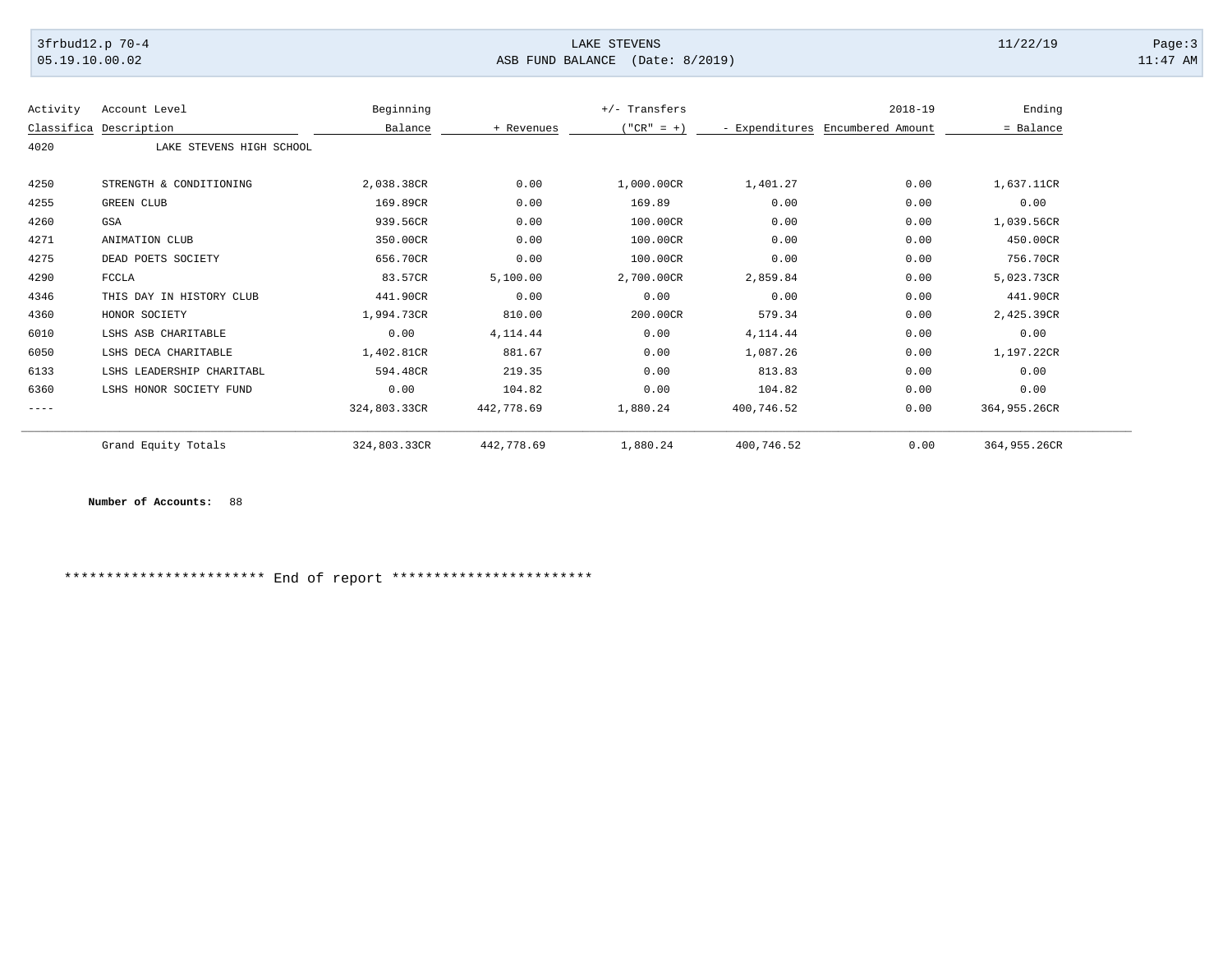| Activity Classifica | Account Level Description | Beginning Balance | + Revenues | +/- Transfers ("CR" = +) | - Expenditures | 2018-19 Encumbered Amount | Ending = Balance |
|---|---|---|---|---|---|---|---|
| 4020 | LAKE STEVENS HIGH SCHOOL | | | | | | |
| 4250 | STRENGTH & CONDITIONING | 2,038.38CR | 0.00 | 1,000.00CR | 1,401.27 | 0.00 | 1,637.11CR |
| 4255 | GREEN CLUB | 169.89CR | 0.00 | 169.89 | 0.00 | 0.00 | 0.00 |
| 4260 | GSA | 939.56CR | 0.00 | 100.00CR | 0.00 | 0.00 | 1,039.56CR |
| 4271 | ANIMATION CLUB | 350.00CR | 0.00 | 100.00CR | 0.00 | 0.00 | 450.00CR |
| 4275 | DEAD POETS SOCIETY | 656.70CR | 0.00 | 100.00CR | 0.00 | 0.00 | 756.70CR |
| 4290 | FCCLA | 83.57CR | 5,100.00 | 2,700.00CR | 2,859.84 | 0.00 | 5,023.73CR |
| 4346 | THIS DAY IN HISTORY CLUB | 441.90CR | 0.00 | 0.00 | 0.00 | 0.00 | 441.90CR |
| 4360 | HONOR SOCIETY | 1,994.73CR | 810.00 | 200.00CR | 579.34 | 0.00 | 2,425.39CR |
| 6010 | LSHS ASB CHARITABLE | 0.00 | 4,114.44 | 0.00 | 4,114.44 | 0.00 | 0.00 |
| 6050 | LSHS DECA CHARITABLE | 1,402.81CR | 881.67 | 0.00 | 1,087.26 | 0.00 | 1,197.22CR |
| 6133 | LSHS LEADERSHIP CHARITABL | 594.48CR | 219.35 | 0.00 | 813.83 | 0.00 | 0.00 |
| 6360 | LSHS HONOR SOCIETY FUND | 0.00 | 104.82 | 0.00 | 104.82 | 0.00 | 0.00 |
| ---- | | 324,803.33CR | 442,778.69 | 1,880.24 | 400,746.52 | 0.00 | 364,955.26CR |
| | Grand Equity Totals | 324,803.33CR | 442,778.69 | 1,880.24 | 400,746.52 | 0.00 | 364,955.26CR |

**Number of Accounts:** 88

************************ End of report ************************